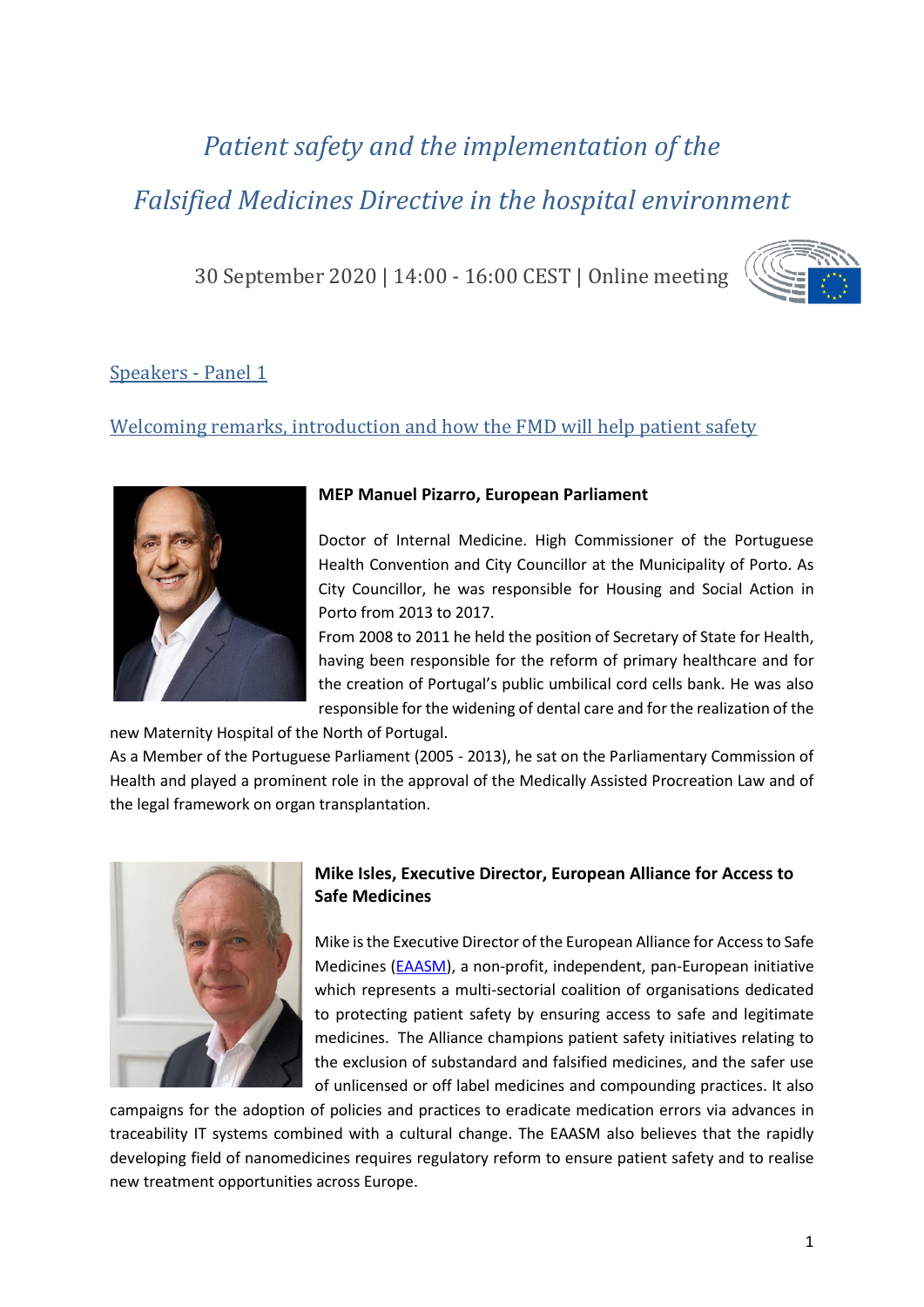# *Patient safety and the implementation of the Falsified Medicines Directive in the hospital environment*

30 September 2020 | 14:00 - 16:00 CEST | Online meeting

## Speakers - Panel 1

### Welcoming remarks, introduction and how the FMD will help patient safety

**MEP Manuel Pizarro, European Parliament**

Doctor of Internal Medicine. High Commissioner of the Portuguese Health Convention and City Councillor at the Municipality of Porto. As City Councillor, he was responsible for Housing and Social Action in Porto from 2013 to 2017.

From 2008 to 2011 he held the position of Secretary of State for Health, having been responsible for the reform of primary healthcare and for the creation of Portugal's public umbilical cord cells bank. He was also responsible for the widening of dental care and for the realization of the new Maternity Hospital of the North of Portugal.

As a Member of the Portuguese Parliament (2005 - 2013), he sat on the Parliamentary Commission of Health and played a prominent role in the approval of the Medically Assisted Procreation Law and of the legal framework on organ transplantation.

**Mike Isles, Executive Director, European Alliance for Access to Safe Medicines**

Mike is the Executive Director of the European Alliance for Access to Safe Medicines (EAASM), a non-profit, independent, pan-European initiative which represents a multi-sectorial coalition of organisations dedicated to protecting patient safety by ensuring access to safe and legitimate medicines. The Alliance champions patient safety initiatives relating to the exclusion of substandard and falsified medicines, and the safer use of unlicensed or off label medicines and compounding practices. It also campaigns for the adoption of policies and practices to eradicate medication errors via advances in traceability IT systems combined with a cultural change. The EAASM also believes that the rapidly developing field of nanomedicines requires regulatory reform to ensure patient safety and to realise new treatment opportunities across Europe.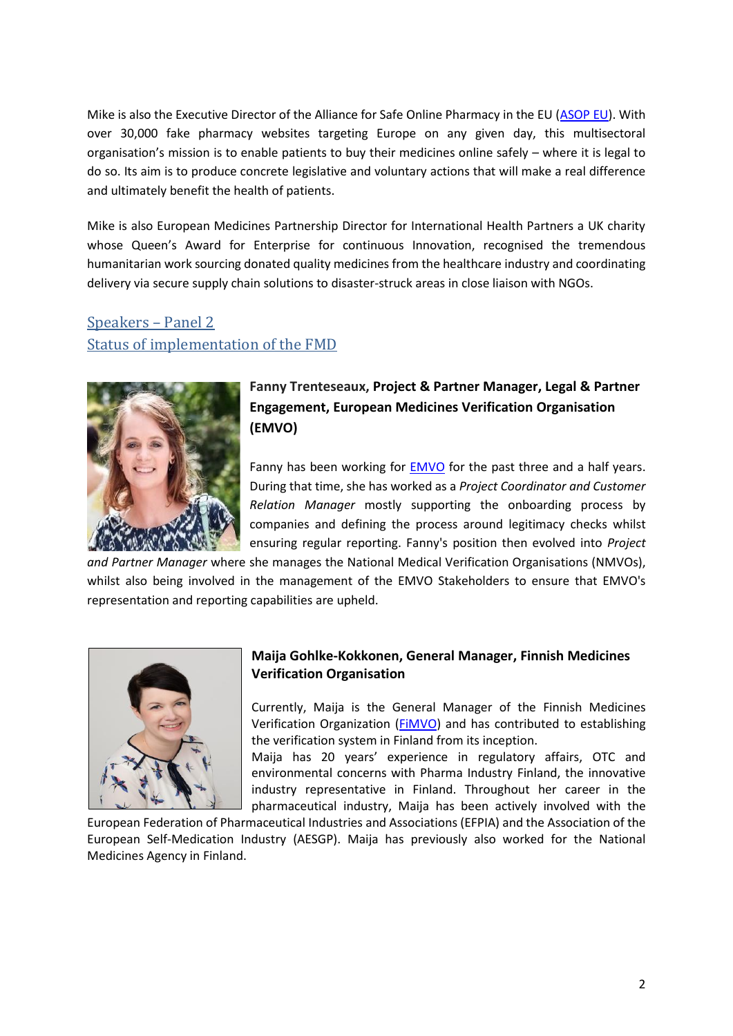Mike is also the Executive Director of the Alliance for Safe Online Pharmacy in the EU (ASOP EU). With over 30,000 fake pharmacy websites targeting Europe on any given day, this multisectoral organisation's mission is to enable patients to buy their medicines online safely – where it is legal to do so. Its aim is to produce concrete legislative and voluntary actions that will make a real difference and ultimately benefit the health of patients.

Mike is also European Medicines Partnership Director for International Health Partners a UK charity whose Queen's Award for Enterprise for continuous Innovation, recognised the tremendous humanitarian work sourcing donated quality medicines from the healthcare industry and coordinating delivery via secure supply chain solutions to disaster-struck areas in close liaison with NGOs.

## Speakers – Panel 2
## Status of implementation of the FMD

**Fanny Trenteseaux, Project & Partner Manager, Legal & Partner Engagement, European Medicines Verification Organisation (EMVO)**

Fanny has been working for EMVO for the past three and a half years. During that time, she has worked as a *Project Coordinator and Customer Relation Manager* mostly supporting the onboarding process by companies and defining the process around legitimacy checks whilst ensuring regular reporting. Fanny's position then evolved into *Project and Partner Manager* where she manages the National Medical Verification Organisations (NMVOs), whilst also being involved in the management of the EMVO Stakeholders to ensure that EMVO's representation and reporting capabilities are upheld.

**Maija Gohlke-Kokkonen, General Manager, Finnish Medicines Verification Organisation**

Currently, Maija is the General Manager of the Finnish Medicines Verification Organization (FiMVO) and has contributed to establishing the verification system in Finland from its inception.
Maija has 20 years' experience in regulatory affairs, OTC and environmental concerns with Pharma Industry Finland, the innovative industry representative in Finland. Throughout her career in the pharmaceutical industry, Maija has been actively involved with the European Federation of Pharmaceutical Industries and Associations (EFPIA) and the Association of the European Self-Medication Industry (AESGP). Maija has previously also worked for the National Medicines Agency in Finland.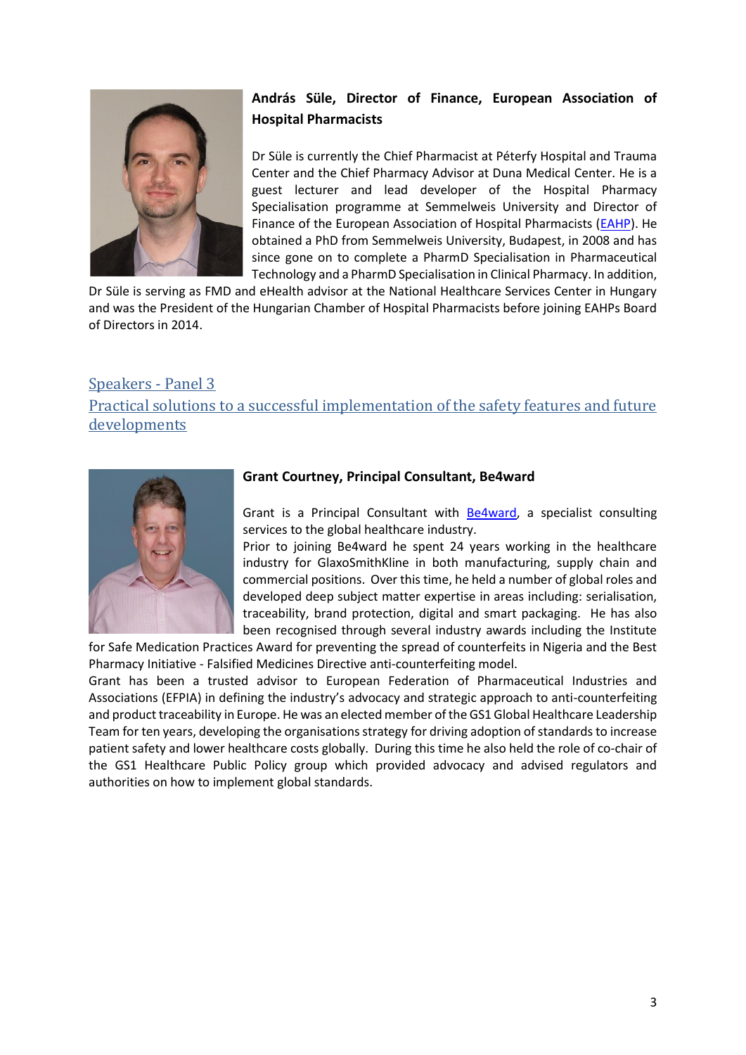**András Süle, Director of Finance, European Association of Hospital Pharmacists**

Dr Süle is currently the Chief Pharmacist at Péterfy Hospital and Trauma Center and the Chief Pharmacy Advisor at Duna Medical Center. He is a guest lecturer and lead developer of the Hospital Pharmacy Specialisation programme at Semmelweis University and Director of Finance of the European Association of Hospital Pharmacists (EAHP). He obtained a PhD from Semmelweis University, Budapest, in 2008 and has since gone on to complete a PharmD Specialisation in Pharmaceutical Technology and a PharmD Specialisation in Clinical Pharmacy. In addition, Dr Süle is serving as FMD and eHealth advisor at the National Healthcare Services Center in Hungary and was the President of the Hungarian Chamber of Hospital Pharmacists before joining EAHPs Board of Directors in 2014.

## Speakers - Panel 3

## Practical solutions to a successful implementation of the safety features and future developments

**Grant Courtney, Principal Consultant, Be4ward**

Grant is a Principal Consultant with Be4ward, a specialist consulting services to the global healthcare industry.

Prior to joining Be4ward he spent 24 years working in the healthcare industry for GlaxoSmithKline in both manufacturing, supply chain and commercial positions. Over this time, he held a number of global roles and developed deep subject matter expertise in areas including: serialisation, traceability, brand protection, digital and smart packaging. He has also been recognised through several industry awards including the Institute for Safe Medication Practices Award for preventing the spread of counterfeits in Nigeria and the Best Pharmacy Initiative - Falsified Medicines Directive anti-counterfeiting model.

Grant has been a trusted advisor to European Federation of Pharmaceutical Industries and Associations (EFPIA) in defining the industry's advocacy and strategic approach to anti-counterfeiting and product traceability in Europe. He was an elected member of the GS1 Global Healthcare Leadership Team for ten years, developing the organisations strategy for driving adoption of standards to increase patient safety and lower healthcare costs globally. During this time he also held the role of co-chair of the GS1 Healthcare Public Policy group which provided advocacy and advised regulators and authorities on how to implement global standards.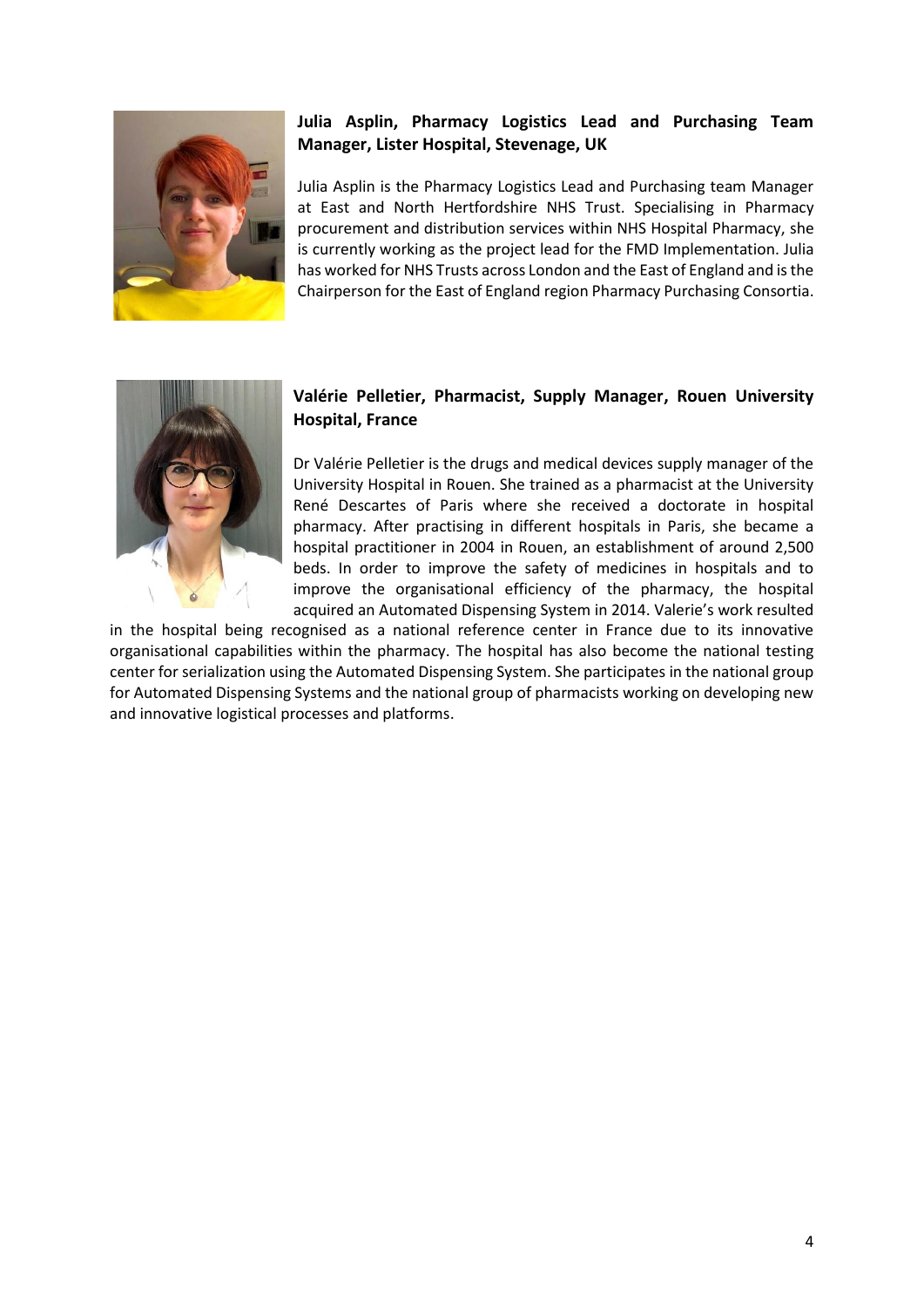**Julia Asplin, Pharmacy Logistics Lead and Purchasing Team Manager, Lister Hospital, Stevenage, UK**

Julia Asplin is the Pharmacy Logistics Lead and Purchasing team Manager at East and North Hertfordshire NHS Trust. Specialising in Pharmacy procurement and distribution services within NHS Hospital Pharmacy, she is currently working as the project lead for the FMD Implementation. Julia has worked for NHS Trusts across London and the East of England and is the Chairperson for the East of England region Pharmacy Purchasing Consortia.

**Valérie Pelletier, Pharmacist, Supply Manager, Rouen University Hospital, France**

Dr Valérie Pelletier is the drugs and medical devices supply manager of the University Hospital in Rouen. She trained as a pharmacist at the University René Descartes of Paris where she received a doctorate in hospital pharmacy. After practising in different hospitals in Paris, she became a hospital practitioner in 2004 in Rouen, an establishment of around 2,500 beds. In order to improve the safety of medicines in hospitals and to improve the organisational efficiency of the pharmacy, the hospital acquired an Automated Dispensing System in 2014. Valerie's work resulted in the hospital being recognised as a national reference center in France due to its innovative organisational capabilities within the pharmacy. The hospital has also become the national testing center for serialization using the Automated Dispensing System. She participates in the national group for Automated Dispensing Systems and the national group of pharmacists working on developing new and innovative logistical processes and platforms.